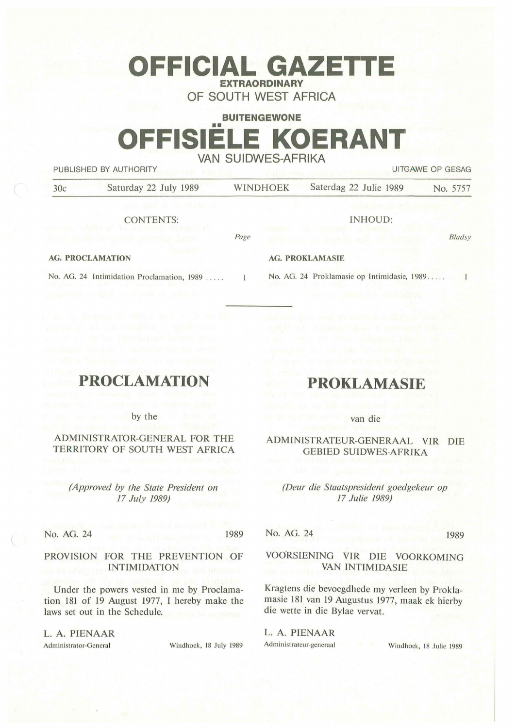# OFFICIAL GAZETTE

**EXTRAORDINARY**

OF SOUTH WEST AFRICA

**BUITENGEWONE**

# OFFISIËLE KOERANT

VAN SUIDWES-AFRIKA

PUBLISHED BY AUTHORITY — UITGAWE OP GESAG

30c — Saturday 22 July 1989 — WINDHOEK — Saterdag 22 Julie 1989 — No. 5757

CONTENTS:

| | Page |
|---|---|
| **AG. PROCLAMATION** | |
| No. AG. 24 Intimidation Proclamation, 1989 ..... | 1 |

INHOUD:

| | Bladsy |
|---|---|
| **AG. PROKLAMASIE** | |
| No. AG. 24 Proklamasie op Intimidasie, 1989..... | 1 |

---

# PROCLAMATION

by the

ADMINISTRATOR-GENERAL FOR THE TERRITORY OF SOUTH WEST AFRICA

*(Approved by the State President on 17 July 1989)*

No. AG. 24 — 1989

PROVISION FOR THE PREVENTION OF INTIMIDATION

Under the powers vested in me by Proclamation 181 of 19 August 1977, I hereby make the laws set out in the Schedule.

L. A. PIENAAR

Administrator-General — Windhoek, 18 July 1989

# PROKLAMASIE

van die

ADMINISTRATEUR-GENERAAL VIR DIE GEBIED SUIDWES-AFRIKA

*(Deur die Staatspresident goedgekeur op 17 Julie 1989)*

No. AG. 24 — 1989

VOORSIENING VIR DIE VOORKOMING VAN INTIMIDASIE

Kragtens die bevoegdhede my verleen by Proklamasie 181 van 19 Augustus 1977, maak ek hierby die wette in die Bylae vervat.

L. A. PIENAAR

Administrateur-generaal — Windhoek, 18 Julie 1989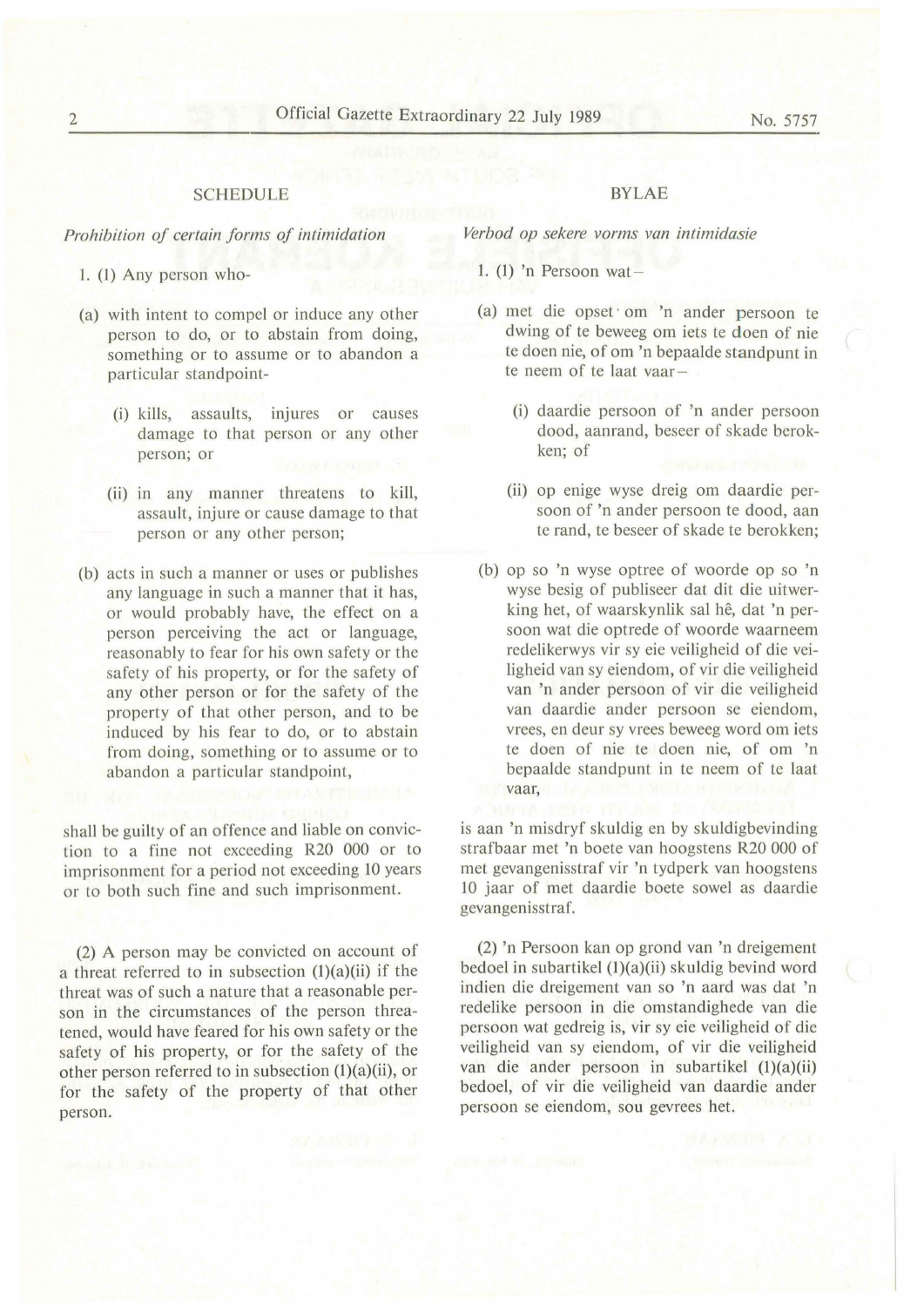## SCHEDULE

*Prohibition of certain forms of intimidation*

1. (1) Any person who-

(a) with intent to compel or induce any other person to do, or to abstain from doing, something or to assume or to abandon a particular standpoint-

(i) kills, assaults, injures or causes damage to that person or any other person; or

(ii) in any manner threatens to kill, assault, injure or cause damage to that person or any other person;

(b) acts in such a manner or uses or publishes any language in such a manner that it has, or would probably have, the effect on a person perceiving the act or language, reasonably to fear for his own safety or the safety of his property, or for the safety of any other person or for the safety of the property of that other person, and to be induced by his fear to do, or to abstain from doing, something or to assume or to abandon a particular standpoint,

shall be guilty of an offence and liable on conviction to a fine not exceeding R20 000 or to imprisonment for a period not exceeding 10 years or to both such fine and such imprisonment.

(2) A person may be convicted on account of a threat referred to in subsection (1)(a)(ii) if the threat was of such a nature that a reasonable person in the circumstances of the person threatened, would have feared for his own safety or the safety of his property, or for the safety of the other person referred to in subsection (1)(a)(ii), or for the safety of the property of that other person.

## BYLAE

*Verbod op sekere vorms van intimidasie*

1. (1) 'n Persoon wat–

(a) met die opset om 'n ander persoon te dwing of te beweeg om iets te doen of nie te doen nie, of om 'n bepaalde standpunt in te neem of te laat vaar–

(i) daardie persoon of 'n ander persoon dood, aanrand, beseer of skade berokken; of

(ii) op enige wyse dreig om daardie persoon of 'n ander persoon te dood, aan te rand, te beseer of skade te berokken;

(b) op so 'n wyse optree of woorde op so 'n wyse besig of publiseer dat dit die uitwerking het, of waarskynlik sal hê, dat 'n persoon wat die optrede of woorde waarneem redelikerwys vir sy eie veiligheid of die veiligheid van sy eiendom, of vir die veiligheid van 'n ander persoon of vir die veiligheid van daardie ander persoon se eiendom, vrees, en deur sy vrees beweeg word om iets te doen of nie te doen nie, of om 'n bepaalde standpunt in te neem of te laat vaar,

is aan 'n misdryf skuldig en by skuldigbevinding strafbaar met 'n boete van hoogstens R20 000 of met gevangenisstraf vir 'n tydperk van hoogstens 10 jaar of met daardie boete sowel as daardie gevangenisstraf.

(2) 'n Persoon kan op grond van 'n dreigement bedoel in subartikel (1)(a)(ii) skuldig bevind word indien die dreigement van so 'n aard was dat 'n redelike persoon in die omstandighede van die persoon wat gedreig is, vir sy eie veiligheid of die veiligheid van sy eiendom, of vir die veiligheid van die ander persoon in subartikel (1)(a)(ii) bedoel, of vir die veiligheid van daardie ander persoon se eiendom, sou gevrees het.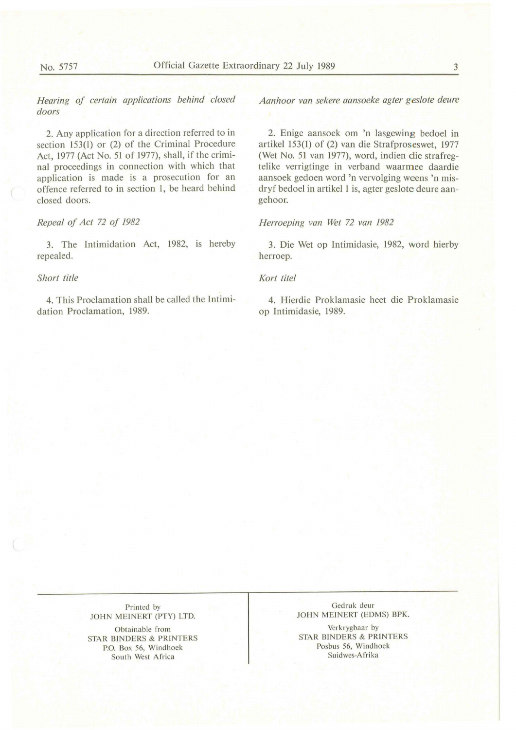*Hearing of certain applications behind closed doors*

2. Any application for a direction referred to in section 153(1) or (2) of the Criminal Procedure Act, 1977 (Act No. 51 of 1977), shall, if the criminal proceedings in connection with which that application is made is a prosecution for an offence referred to in section 1, be heard behind closed doors.

*Repeal of Act 72 of 1982*

3. The Intimidation Act, 1982, is hereby repealed.

*Short title*

4. This Proclamation shall be called the Intimidation Proclamation, 1989.

*Aanhoor van sekere aansoeke agter geslote deure*

2. Enige aansoek om 'n lasgewing bedoel in artikel 153(1) of (2) van die Strafproseswet, 1977 (Wet No. 51 van 1977), word, indien die strafregtelike verrigtinge in verband waarmee daardie aansoek gedoen word 'n vervolging weens 'n misdryf bedoel in artikel 1 is, agter geslote deure aangehoor.

*Herroeping van Wet 72 van 1982*

3. Die Wet op Intimidasie, 1982, word hierby herroep.

*Kort titel*

4. Hierdie Proklamasie heet die Proklamasie op Intimidasie, 1989.

Printed by
JOHN MEINERT (PTY) LTD.
Obtainable from
STAR BINDERS & PRINTERS
P.O. Box 56, Windhoek
South West Africa

Gedruk deur
JOHN MEINERT (EDMS) BPK.
Verkrygbaar by
STAR BINDERS & PRINTERS
Posbus 56, Windhoek
Suidwes-Afrika